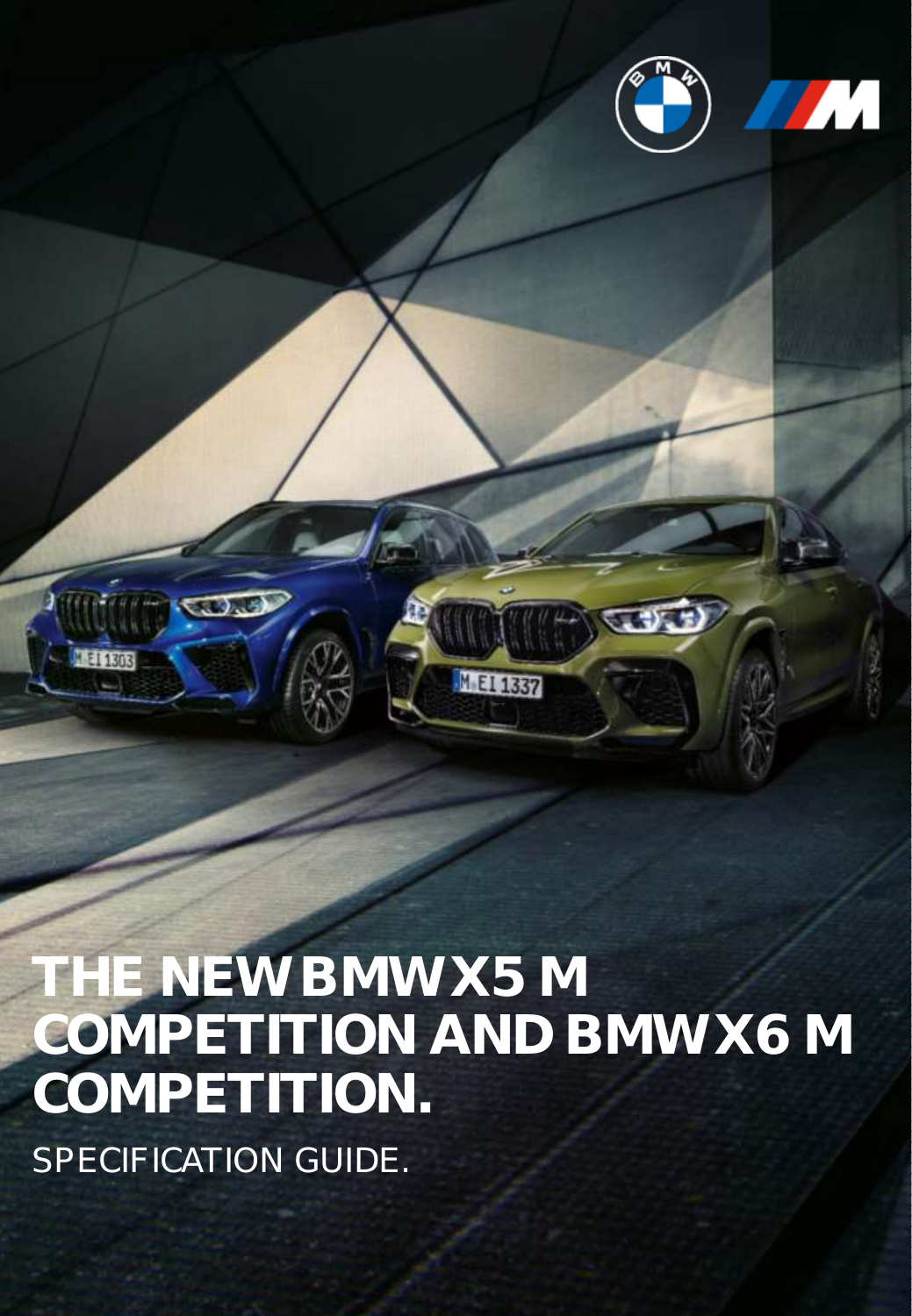# THE NEW BMW X5 M COMPETITION AND BMW X6 M COMPETITION.

SPECIFICATION GUIDE.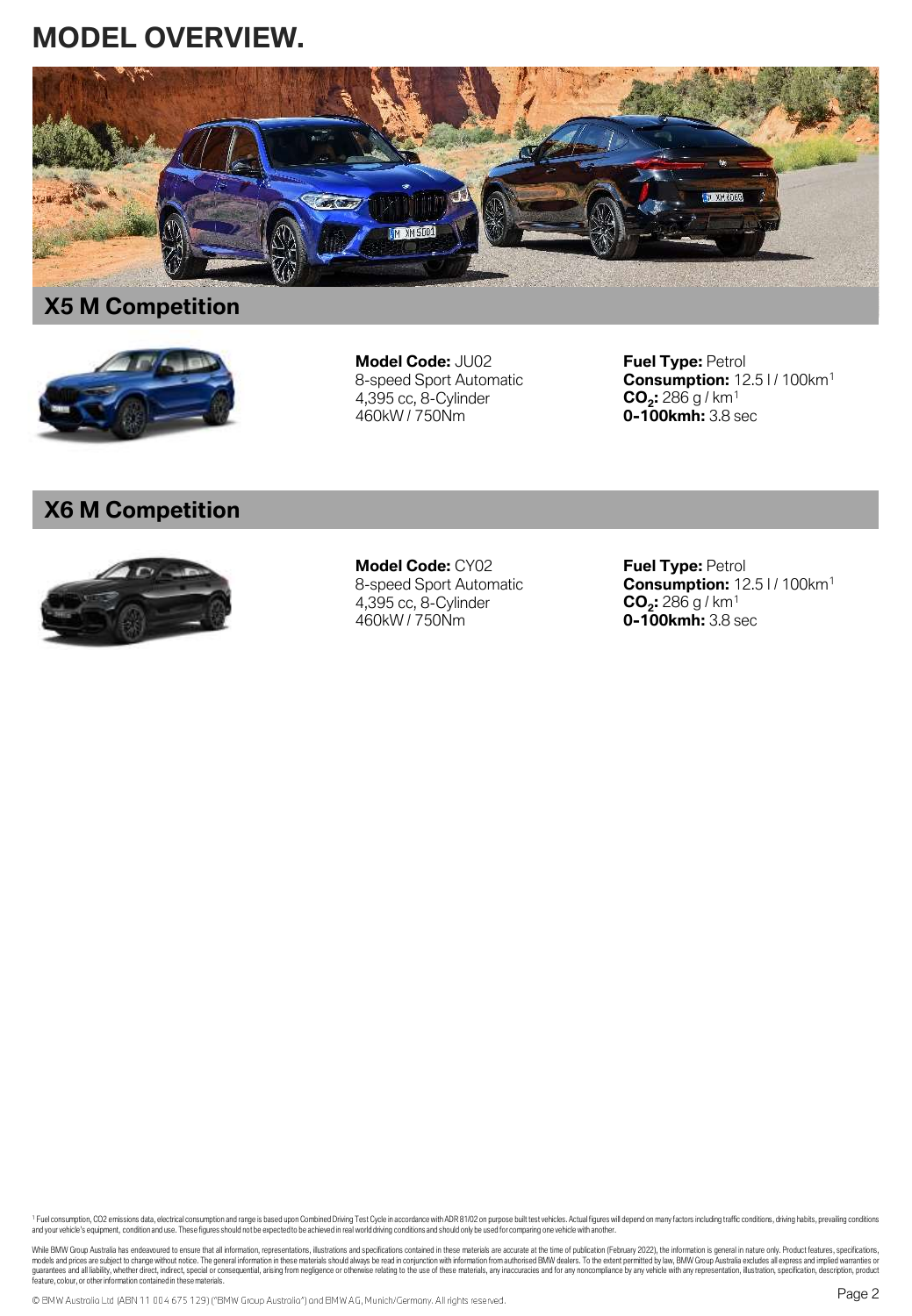# MODEL OVERVIEW.

## X5 M Competition

**Model Code:** JU02
8-speed Sport Automatic
4,395 cc, 8-Cylinder
460kW / 750Nm

**Fuel Type:** Petrol
**Consumption:** 12.5 l / 100km[1]
**$CO_2$:** 286 g / km[1]
**0-100kmh:** 3.8 sec

## X6 M Competition

**Model Code:** CY02
8-speed Sport Automatic
4,395 cc, 8-Cylinder
460kW / 750Nm

**Fuel Type:** Petrol
**Consumption:** 12.5 l / 100km[1]
**$CO_2$:** 286 g / km[1]
**0-100kmh:** 3.8 sec

[1] Fuel consumption, CO2 emissions data, electrical consumption and range is based upon Combined Driving Test Cycle in accordance with ADR 81/02 on purpose built test vehicles. Actual figures will depend on many factors including traffic conditions, driving habits, prevailing conditions and your vehicle's equipment, condition and use. These figures should not be expected to be achieved in real world driving conditions and should only be used for comparing one vehicle with another.

While BMW Group Australia has endeavoured to ensure that all information, representations, illustrations and specifications contained in these materials are accurate at the time of publication (February 2022), the information is general in nature only. Product features, specifications, models and prices are subject to change without notice. The general information in these materials should always be read in conjunction with information from authorised BMW dealers. To the extent permitted by law, BMW Group Australia excludes all express and implied warranties or guarantees and all liability, whether direct, indirect, special or consequential, arising from negligence or otherwise relating to the use of these materials, any inaccuracies and for any noncompliance by any vehicle with any representation, illustration, specification, description, product feature, colour, or other information contained in these materials.

© BMW Australia Ltd (ABN 11 004 675 129) ("BMW Group Australia") and BMW AG, Munich/Germany. All rights reserved.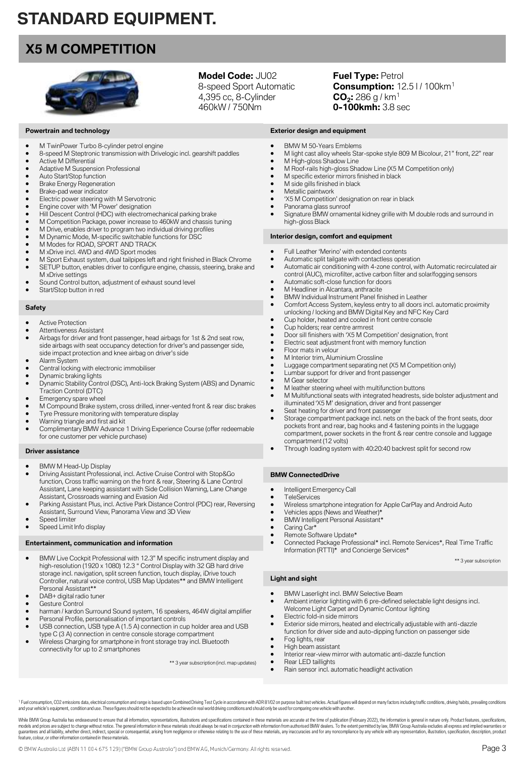# STANDARD EQUIPMENT.

## X5 M COMPETITION

**Model Code:** JU02
8-speed Sport Automatic
4,395 cc, 8-Cylinder
460kW / 750Nm

**Fuel Type:** Petrol
**Consumption:** 12.5 l / 100km[1]
**$CO_2$:** 286 g / km[1]
**0-100kmh:** 3.8 sec

### Powertrain and technology

- M TwinPower Turbo 8-cylinder petrol engine
- 8-speed M Steptronic transmission with Drivelogic incl. gearshift paddles
- Active M Differential
- Adaptive M Suspension Professional
- Auto Start/Stop function
- Brake Energy Regeneration
- Brake-pad wear indicator
- Electric power steering with M Servotronic
- Engine cover with 'M Power' designation
- Hill Descent Control (HDC) with electromechanical parking brake
- M Competition Package, power increase to 460kW and chassis tuning
- M Drive, enables driver to program two individual driving profiles
- M Dynamic Mode, M-specific switchable functions for DSC
- M Modes for ROAD, SPORT AND TRACK
- M xDrive incl. 4WD and 4WD Sport modes
- M Sport Exhaust system, dual tailpipes left and right finished in Black Chrome
- SETUP button, enables driver to configure engine, chassis, steering, brake and M xDrive settings
- Sound Control button, adjustment of exhaust sound level
- Start/Stop button in red

### Safety

- Active Protection
- Attentiveness Assistant
- Airbags for driver and front passenger, head airbags for 1st & 2nd seat row, side airbags with seat occupancy detection for driver's and passenger side, side impact protection and knee airbag on driver's side
- Alarm System
- Central locking with electronic immobiliser
- Dynamic braking lights
- Dynamic Stability Control (DSC), Anti-lock Braking System (ABS) and Dynamic Traction Control (DTC)
- Emergency spare wheel
- M Compound Brake system, cross drilled, inner-vented front & rear disc brakes
- Tyre Pressure monitoring with temperature display
- Warning triangle and first aid kit
- Complimentary BMW Advance 1 Driving Experience Course (offer redeemable for one customer per vehicle purchase)

### Driver assistance

- BMW M Head-Up Display
- Driving Assistant Professional, incl. Active Cruise Control with Stop&Go function, Cross traffic warning on the front & rear, Steering & Lane Control Assistant, Lane keeping assistant with Side Collision Warning, Lane Change Assistant, Crossroads warning and Evasion Aid
- Parking Assistant Plus, incl. Active Park Distance Control (PDC) rear, Reversing Assistant, Surround View, Panorama View and 3D View
- Speed limiter
- Speed Limit Info display

### Entertainment, communication and information

- BMW Live Cockpit Professional with 12.3" M specific instrument display and high-resolution (1920 x 1080) 12.3 " Control Display with 32 GB hard drive storage incl. navigation, split screen function, touch display, iDrive touch Controller, natural voice control, USB Map Updates** and BMW Intelligent Personal Assistant**
- DAB+ digital radio tuner
- Gesture Control
- harman / kardon Surround Sound system, 16 speakers, 464W digital amplifier
- Personal Profile, personalisation of important controls
- USB connection, USB type A (1.5 A) connection in cup holder area and USB type C (3 A) connection in centre console storage compartment
- Wireless Charging for smartphone in front storage tray incl. Bluetooth connectivity for up to 2 smartphones

** 3 year subscription (incl. map updates)

### Exterior design and equipment

- BMW M 50-Years Emblems
- M light cast alloy wheels Star-spoke style 809 M Bicolour, 21" front, 22" rear
- M High-gloss Shadow Line
- M Roof-rails high-gloss Shadow Line (X5 M Competition only)
- M specific exterior mirrors finished in black
- M side gills finished in black
- Metallic paintwork
- 'X5 M Competition' designation on rear in black
- Panorama glass sunroof
- Signature BMW ornamental kidney grille with M double rods and surround in high-gloss Black

### Interior design, comfort and equipment

- Full Leather 'Merino' with extended contents
- Automatic split tailgate with contactless operation
- Automatic air conditioning with 4-zone control, with Automatic recirculated air control (AUC), microfilter, active carbon filter and solar/fogging sensors
- Automatic soft-close function for doors
- M Headliner in Alcantara, anthracite
- BMW Individual Instrument Panel finished in Leather
- Comfort Access System, keyless entry to all doors incl. automatic proximity unlocking / locking and BMW Digital Key and NFC Key Card
- Cup holder, heated and cooled in front centre console
- Cup holders; rear centre armrest
- Door sill finishers with 'X5 M Competition' designation, front
- Electric seat adjustment front with memory function
- Floor mats in velour
- M Interior trim, Aluminium Crossline
- Luggage compartment separating net (X5 M Competition only)
- Lumbar support for driver and front passenger
- M Gear selector
- M leather steering wheel with multifunction buttons
- M Multifunctional seats with integrated headrests, side bolster adjustment and illuminated 'X5 M' designation, driver and front passenger
- Seat heating for driver and front passenger
- Storage compartment package incl. nets on the back of the front seats, door pockets front and rear, bag hooks and 4 fastening points in the luggage compartment, power sockets in the front & rear centre console and luggage compartment (12 volts)
- Through loading system with 40:20:40 backrest split for second row

### BMW ConnectedDrive

- Intelligent Emergency Call
- TeleServices
- Wireless smartphone integration for Apple CarPlay and Android Auto
- Vehicles apps (News and Weather)*
- BMW Intelligent Personal Assistant*
- Caring Car*
- Remote Software Update*
- Connected Package Professional* incl. Remote Services*, Real Time Traffic Information (RTTI)* and Concierge Services*

** 3 year subscription

### Light and sight

- BMW Laserlight incl. BMW Selective Beam
- Ambient interior lighting with 6 pre-defined selectable light designs incl. Welcome Light Carpet and Dynamic Contour lighting
- Electric fold-in side mirrors
- Exterior side mirrors, heated and electrically adjustable with anti-dazzle function for driver side and auto-dipping function on passenger side
- Fog lights, rear
- High beam assistant
- Interior rear-view mirror with automatic anti-dazzle function
- Rear LED taillights
- Rain sensor incl. automatic headlight activation

[1] Fuel consumption, CO2 emissions data, electrical consumption and range is based upon Combined Driving Test Cycle in accordance with ADR 81/02 on purpose built test vehicles. Actual figures will depend on many factors including traffic conditions, driving habits, prevailing conditions and your vehicle's equipment, condition and use. These figures should not be expected to be achieved in real world driving conditions and should only be used for comparing one vehicle with another.

While BMW Group Australia has endeavoured to ensure that all information, representations, illustrations and specifications contained in these materials are accurate at the time of publication (February 2022), the information is general in nature only. Product features, specifications, models and prices are subject to change without notice. The general information in these materials should always be read in conjunction with information from authorised BMW dealers. To the extent permitted by law, BMW Group Australia excludes all express and implied warranties or guarantees and all liability, whether direct, indirect, special or consequential, arising from negligence or otherwise relating to the use of these materials, any inaccuracies and for any noncompliance by any vehicle with any representation, illustration, specification, description, product feature, colour, or other information contained in these materials.

© BMW Australia Ltd (ABN 11 004 675 129) ("BMW Group Australia") and BMW AG, Munich/Germany. All rights reserved.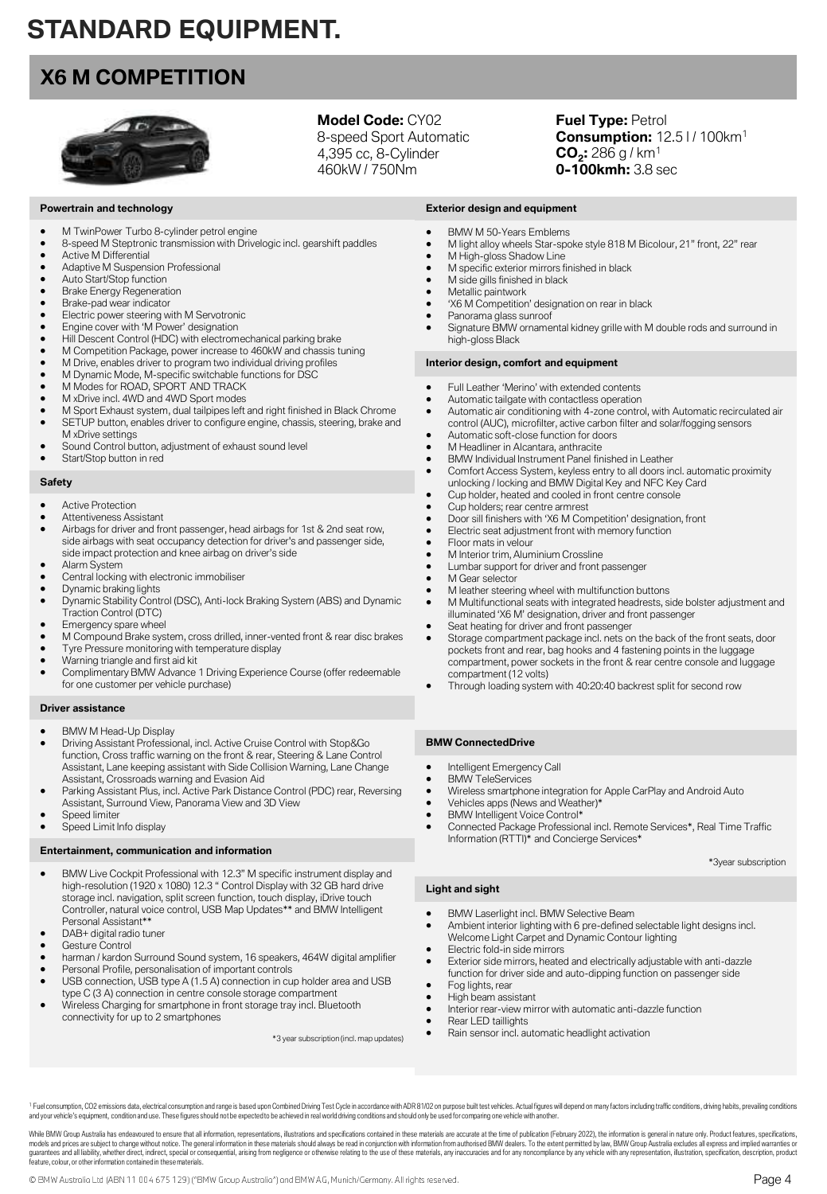# STANDARD EQUIPMENT.

## X6 M COMPETITION

**Model Code:** CY02
8-speed Sport Automatic
4,395 cc, 8-Cylinder
460kW / 750Nm

**Fuel Type:** Petrol
**Consumption:** 12.5 l / 100km[1]
**$CO_2$:** 286 g / km[1]
**0-100kmh:** 3.8 sec

### Powertrain and technology

- M TwinPower Turbo 8-cylinder petrol engine
- 8-speed M Steptronic transmission with Drivelogic incl. gearshift paddles
- Active M Differential
- Adaptive M Suspension Professional
- Auto Start/Stop function
- Brake Energy Regeneration
- Brake-pad wear indicator
- Electric power steering with M Servotronic
- Engine cover with 'M Power' designation
- Hill Descent Control (HDC) with electromechanical parking brake
- M Competition Package, power increase to 460kW and chassis tuning
- M Drive, enables driver to program two individual driving profiles
- M Dynamic Mode, M-specific switchable functions for DSC
- M Modes for ROAD, SPORT AND TRACK
- M xDrive incl. 4WD and 4WD Sport modes
- M Sport Exhaust system, dual tailpipes left and right finished in Black Chrome
- SETUP button, enables driver to configure engine, chassis, steering, brake and M xDrive settings
- Sound Control button, adjustment of exhaust sound level
- Start/Stop button in red

### Safety

- Active Protection
- Attentiveness Assistant
- Airbags for driver and front passenger, head airbags for 1st & 2nd seat row, side airbags with seat occupancy detection for driver's and passenger side, side impact protection and knee airbag on driver's side
- Alarm System
- Central locking with electronic immobiliser
- Dynamic braking lights
- Dynamic Stability Control (DSC), Anti-lock Braking System (ABS) and Dynamic Traction Control (DTC)
- Emergency spare wheel
- M Compound Brake system, cross drilled, inner-vented front & rear disc brakes
- Tyre Pressure monitoring with temperature display
- Warning triangle and first aid kit
- Complimentary BMW Advance 1 Driving Experience Course (offer redeemable for one customer per vehicle purchase)

### Driver assistance

- BMW M Head-Up Display
- Driving Assistant Professional, incl. Active Cruise Control with Stop&Go function, Cross traffic warning on the front & rear, Steering & Lane Control Assistant, Lane keeping assistant with Side Collision Warning, Lane Change Assistant, Crossroads warning and Evasion Aid
- Parking Assistant Plus, incl. Active Park Distance Control (PDC) rear, Reversing Assistant, Surround View, Panorama View and 3D View
- Speed limiter
- Speed Limit Info display

### Entertainment, communication and information

- BMW Live Cockpit Professional with 12.3" M specific instrument display and high-resolution (1920 x 1080) 12.3 " Control Display with 32 GB hard drive storage incl. navigation, split screen function, touch display, iDrive touch Controller, natural voice control, USB Map Updates** and BMW Intelligent Personal Assistant**
- DAB+ digital radio tuner
- Gesture Control
- harman / kardon Surround Sound system, 16 speakers, 464W digital amplifier
- Personal Profile, personalisation of important controls
- USB connection, USB type A (1.5 A) connection in cup holder area and USB type C (3 A) connection in centre console storage compartment
- Wireless Charging for smartphone in front storage tray incl. Bluetooth connectivity for up to 2 smartphones

*3 year subscription (incl. map updates)

### Exterior design and equipment

- BMW M 50-Years Emblems
- M light alloy wheels Star-spoke style 818 M Bicolour, 21" front, 22" rear
- M High-gloss Shadow Line
- M specific exterior mirrors finished in black
- M side gills finished in black
- Metallic paintwork
- 'X6 M Competition' designation on rear in black
- Panorama glass sunroof
- Signature BMW ornamental kidney grille with M double rods and surround in high-gloss Black

### Interior design, comfort and equipment

- Full Leather 'Merino' with extended contents
- Automatic tailgate with contactless operation
- Automatic air conditioning with 4-zone control, with Automatic recirculated air control (AUC), microfilter, active carbon filter and solar/fogging sensors
- Automatic soft-close function for doors
- M Headliner in Alcantara, anthracite
- BMW Individual Instrument Panel finished in Leather
- Comfort Access System, keyless entry to all doors incl. automatic proximity unlocking / locking and BMW Digital Key and NFC Key Card
- Cup holder, heated and cooled in front centre console
- Cup holders; rear centre armrest
- Door sill finishers with 'X6 M Competition' designation, front
- Electric seat adjustment front with memory function
- Floor mats in velour
- M Interior trim, Aluminium Crossline
- Lumbar support for driver and front passenger
- M Gear selector
- M leather steering wheel with multifunction buttons
- M Multifunctional seats with integrated headrests, side bolster adjustment and illuminated 'X6 M' designation, driver and front passenger
- Seat heating for driver and front passenger
- Storage compartment package incl. nets on the back of the front seats, door pockets front and rear, bag hooks and 4 fastening points in the luggage compartment, power sockets in the front & rear centre console and luggage compartment (12 volts)
- Through loading system with 40:20:40 backrest split for second row

### BMW ConnectedDrive

- Intelligent Emergency Call
- BMW TeleServices
- Wireless smartphone integration for Apple CarPlay and Android Auto
- Vehicles apps (News and Weather)*
- BMW Intelligent Voice Control*
- Connected Package Professional incl. Remote Services*, Real Time Traffic Information (RTTI)* and Concierge Services*

*3year subscription

### Light and sight

- BMW Laserlight incl. BMW Selective Beam
- Ambient interior lighting with 6 pre-defined selectable light designs incl. Welcome Light Carpet and Dynamic Contour lighting
- Electric fold-in side mirrors
- Exterior side mirrors, heated and electrically adjustable with anti-dazzle function for driver side and auto-dipping function on passenger side
- Fog lights, rear
- High beam assistant
- Interior rear-view mirror with automatic anti-dazzle function
- Rear LED taillights
- Rain sensor incl. automatic headlight activation

[1] Fuel consumption, CO2 emissions data, electrical consumption and range is based upon Combined Driving Test Cycle in accordance with ADR 81/02 on purpose built test vehicles. Actual figures will depend on many factors including traffic conditions, driving habits, prevailing conditions and your vehicle's equipment, condition and use. These figures should not be expected to be achieved in real world driving conditions and should only be used for comparing one vehicle with another.

While BMW Group Australia has endeavoured to ensure that all information, representations, illustrations and specifications contained in these materials are accurate at the time of publication (February 2022), the information is general in nature only. Product features, specifications, models and prices are subject to change without notice. The general information in these materials should always be read in conjunction with information from authorised BMW dealers. To the extent permitted by law, BMW Group Australia excludes all express and implied warranties or guarantees and all liability, whether direct, indirect, special or consequential, arising from negligence or otherwise relating to the use of these materials, any inaccuracies and for any noncompliance by any vehicle with any representation, illustration, specification, description, product feature, colour, or other information contained in these materials.

© BMW Australia Ltd (ABN 11 004 675 129) ("BMW Group Australia") and BMW AG, Munich/Germany. All rights reserved.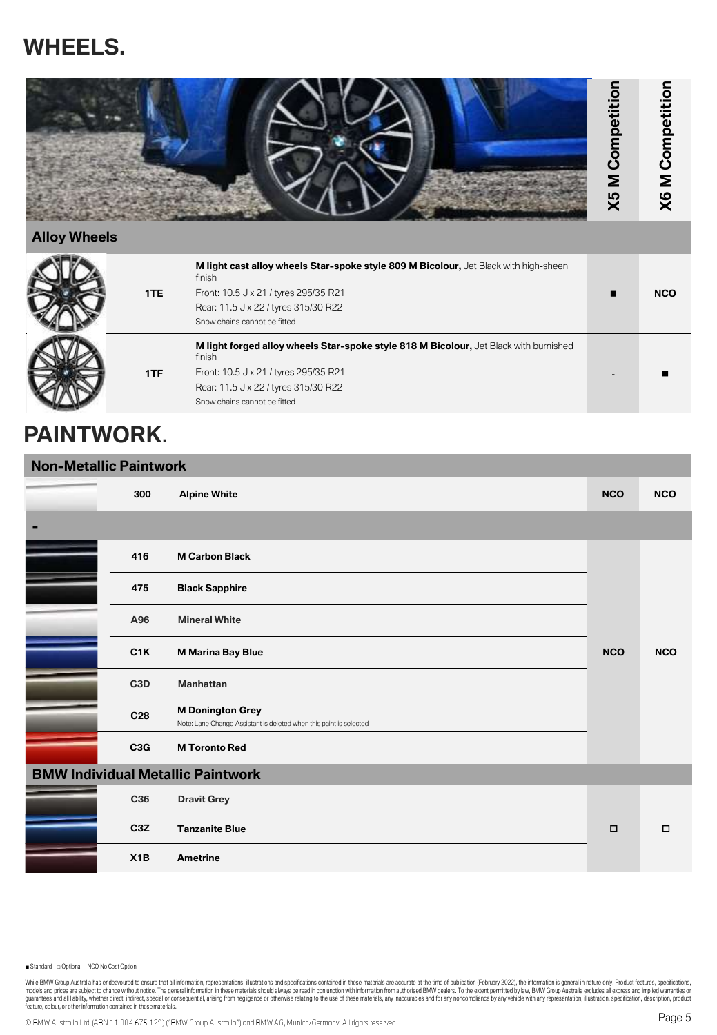# WHEELS.

| Alloy Wheels | | X5 M Competition | X6 M Competition |
|---|---|---|---|
| 1TE | **M light cast alloy wheels Star-spoke style 809 M Bicolour,** Jet Black with high-sheen finish<br>Front: 10.5 J x 21 / tyres 295/35 R21<br>Rear: 11.5 J x 22 / tyres 315/30 R22<br>Snow chains cannot be fitted | ■ | NCO |
| 1TF | **M light forged alloy wheels Star-spoke style 818 M Bicolour,** Jet Black with burnished finish<br>Front: 10.5 J x 21 / tyres 295/35 R21<br>Rear: 11.5 J x 22 / tyres 315/30 R22<br>Snow chains cannot be fitted | - | ■ |

# PAINTWORK.

| Code | Paint | X5 M Competition | X6 M Competition |
|---|---|---|---|
| **Non-Metallic Paintwork** | | | |
| 300 | **Alpine White** | NCO | NCO |
| **-** | | | |
| 416 | **M Carbon Black** | NCO | NCO |
| 475 | **Black Sapphire** | NCO | NCO |
| A96 | **Mineral White** | NCO | NCO |
| C1K | **M Marina Bay Blue** | NCO | NCO |
| C3D | **Manhattan** | NCO | NCO |
| C28 | **M Donington Grey**<br>Note: Lane Change Assistant is deleted when this paint is selected | NCO | NCO |
| C3G | **M Toronto Red** | NCO | NCO |
| **BMW Individual Metallic Paintwork** | | | |
| C36 | **Dravit Grey** | □ | □ |
| C3Z | **Tanzanite Blue** | □ | □ |
| X1B | **Ametrine** | □ | □ |

■ Standard □ Optional NCO No Cost Option

While BMW Group Australia has endeavoured to ensure that all information, representations, illustrations and specifications contained in these materials are accurate at the time of publication (February 2022), the information is general in nature only. Product features, specifications, models and prices are subject to change without notice. The general information in these materials should always be read in conjunction with information from authorised BMW dealers. To the extent permitted by law, BMW Group Australia excludes all express and implied warranties or guarantees and all liability, whether direct, indirect, special or consequential, arising from negligence or otherwise relating to the use of these materials, any inaccuracies and for any noncompliance by any vehicle with any representation, illustration, specification, description, product feature, colour, or other information contained in these materials.

© BMW Australia Ltd (ABN 11 004 675 129) ("BMW Group Australia") and BMW AG, Munich/Germany. All rights reserved.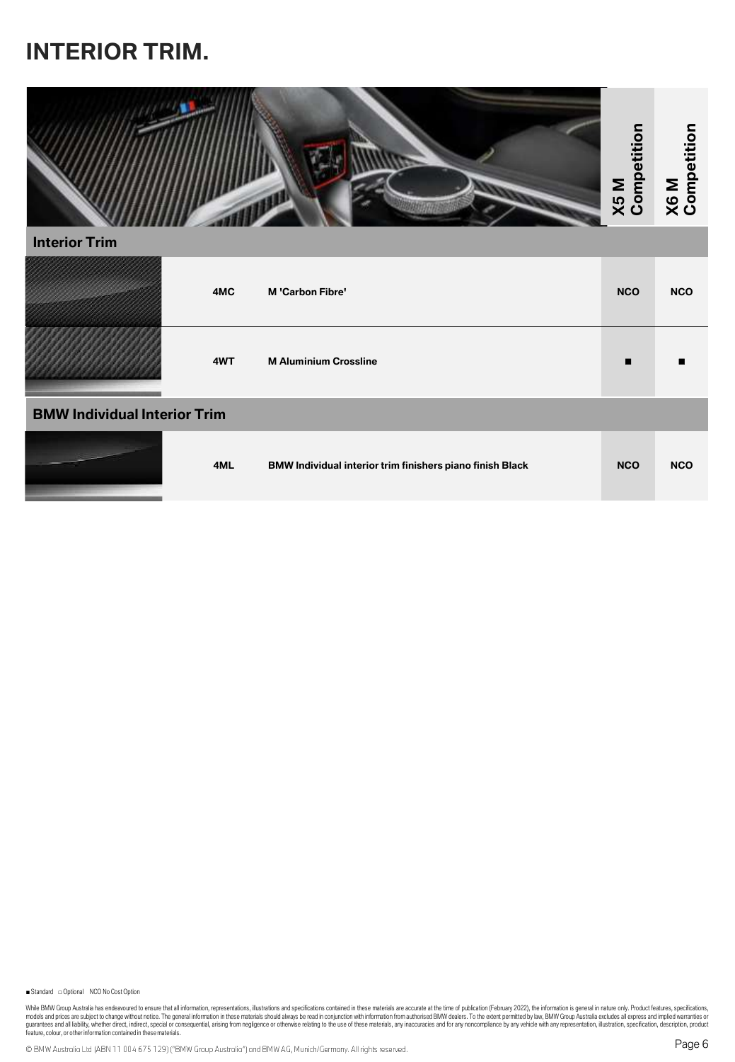# INTERIOR TRIM.

| | Code | Description | X5 M Competition | X6 M Competition |
|---|---|---|---|---|
| **Interior Trim** | | | | |
| | 4MC | M 'Carbon Fibre' | NCO | NCO |
| | 4WT | M Aluminium Crossline | ■ | ■ |
| **BMW Individual Interior Trim** | | | | |
| | 4ML | BMW Individual interior trim finishers piano finish Black | NCO | NCO |

■ Standard □ Optional NCO No Cost Option

While BMW Group Australia has endeavoured to ensure that all information, representations, illustrations and specifications contained in these materials are accurate at the time of publication (February 2022), the information is general in nature only. Product features, specifications, models and prices are subject to change without notice. The general information in these materials should always be read in conjunction with information from authorised BMW dealers. To the extent permitted by law, BMW Group Australia excludes all express and implied warranties or guarantees and all liability, whether direct, indirect, special or consequential, arising from negligence or otherwise relating to the use of these materials, any inaccuracies and for any noncompliance by any vehicle with any representation, illustration, specification, description, product feature, colour, or other information contained in these materials.

© BMW Australia Ltd (ABN 11 004 675 129) ("BMW Group Australia") and BMW AG, Munich/Germany. All rights reserved.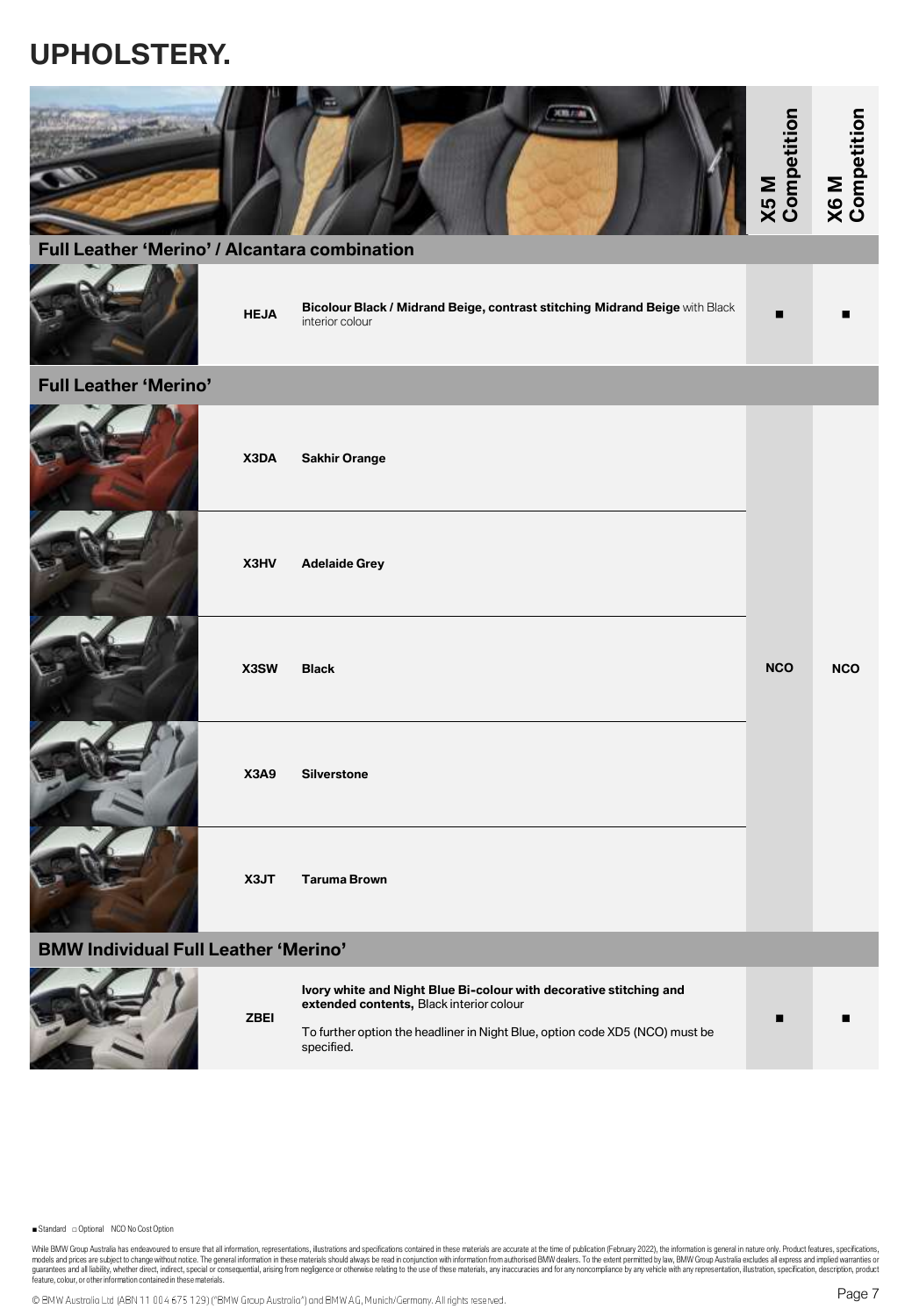# UPHOLSTERY.

| Code | Description | X5 M Competition | X6 M Competition |
|---|---|---|---|
| **Full Leather 'Merino' / Alcantara combination** | | | |
| HEJA | **Bicolour Black / Midrand Beige, contrast stitching Midrand Beige** with Black interior colour | ■ | ■ |
| **Full Leather 'Merino'** | | | |
| X3DA | **Sakhir Orange** | NCO | NCO |
| X3HV | **Adelaide Grey** | NCO | NCO |
| X3SW | **Black** | NCO | NCO |
| X3A9 | **Silverstone** | NCO | NCO |
| X3JT | **Taruma Brown** | NCO | NCO |
| **BMW Individual Full Leather 'Merino'** | | | |
| ZBEI | **Ivory white and Night Blue Bi-colour with decorative stitching and extended contents,** Black interior colour<br><br>To further option the headliner in Night Blue, option code XD5 (NCO) must be specified. | ■ | ■ |

■ Standard □ Optional NCO No Cost Option

While BMW Group Australia has endeavoured to ensure that all information, representations, illustrations and specifications contained in these materials are accurate at the time of publication (February 2022), the information is general in nature only. Product features, specifications, models and prices are subject to change without notice. The general information in these materials should always be read in conjunction with information from authorised BMW dealers. To the extent permitted by law, BMW Group Australia excludes all express and implied warranties or guarantees and all liability, whether direct, indirect, special or consequential, arising from negligence or otherwise relating to the use of these materials, any inaccuracies and for any noncompliance by any vehicle with any representation, illustration, specification, description, product feature, colour, or other information contained in these materials.

© BMW Australia Ltd (ABN 11 004 675 129) ("BMW Group Australia") and BMW AG, Munich/Germany. All rights reserved.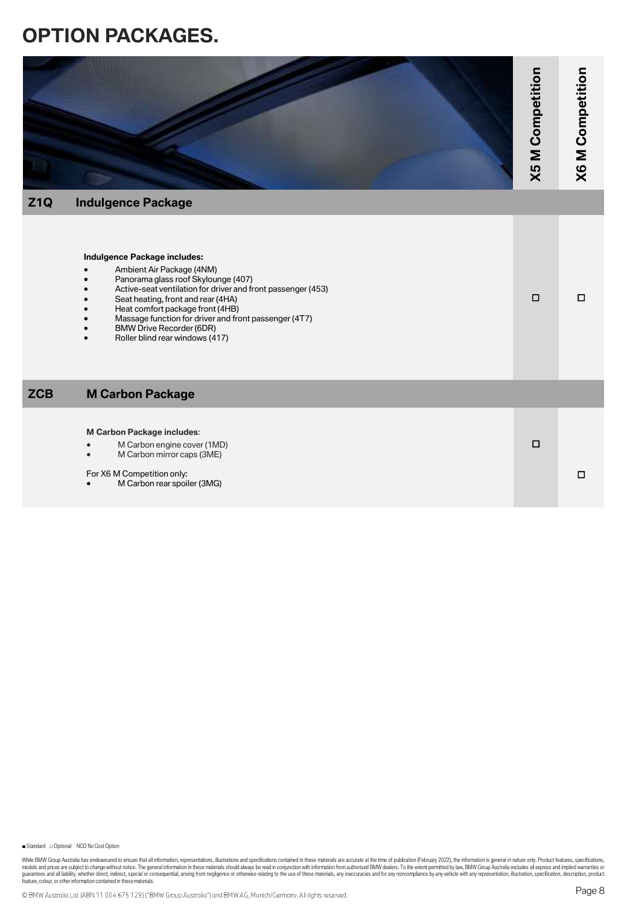# OPTION PACKAGES.

| | | X5 M Competition | X6 M Competition |
|---|---|---|---|
| **Z1Q** | **Indulgence Package** | | |
| | **Indulgence Package includes:**<br>• Ambient Air Package (4NM)<br>• Panorama glass roof Skylounge (407)<br>• Active-seat ventilation for driver and front passenger (453)<br>• Seat heating, front and rear (4HA)<br>• Heat comfort package front (4HB)<br>• Massage function for driver and front passenger (4T7)<br>• BMW Drive Recorder (6DR)<br>• Roller blind rear windows (417) | □ | □ |
| **ZCB** | **M Carbon Package** | | |
| | **M Carbon Package includes**:<br>• M Carbon engine cover (1MD)<br>• M Carbon mirror caps (3ME) | □ | |
| | For X6 M Competition only:<br>• M Carbon rear spoiler (3MG) | | □ |

■ Standard □ Optional NCO No Cost Option

While BMW Group Australia has endeavoured to ensure that all information, representations, illustrations and specifications contained in these materials are accurate at the time of publication (February 2022), the information is general in nature only. Product features, specifications, models and prices are subject to change without notice. The general information in these materials should always be read in conjunction with information from authorised BMW dealers. To the extent permitted by law, BMW Group Australia excludes all express and implied warranties or guarantees and all liability, whether direct, indirect, special or consequential, arising from negligence or otherwise relating to the use of these materials, any inaccuracies and for any noncompliance by any vehicle with any representation, illustration, specification, description, product feature, colour, or other information contained in these materials.

© BMW Australia Ltd (ABN 11 004 675 129) ("BMW Group Australia") and BMW AG, Munich/Germany. All rights reserved.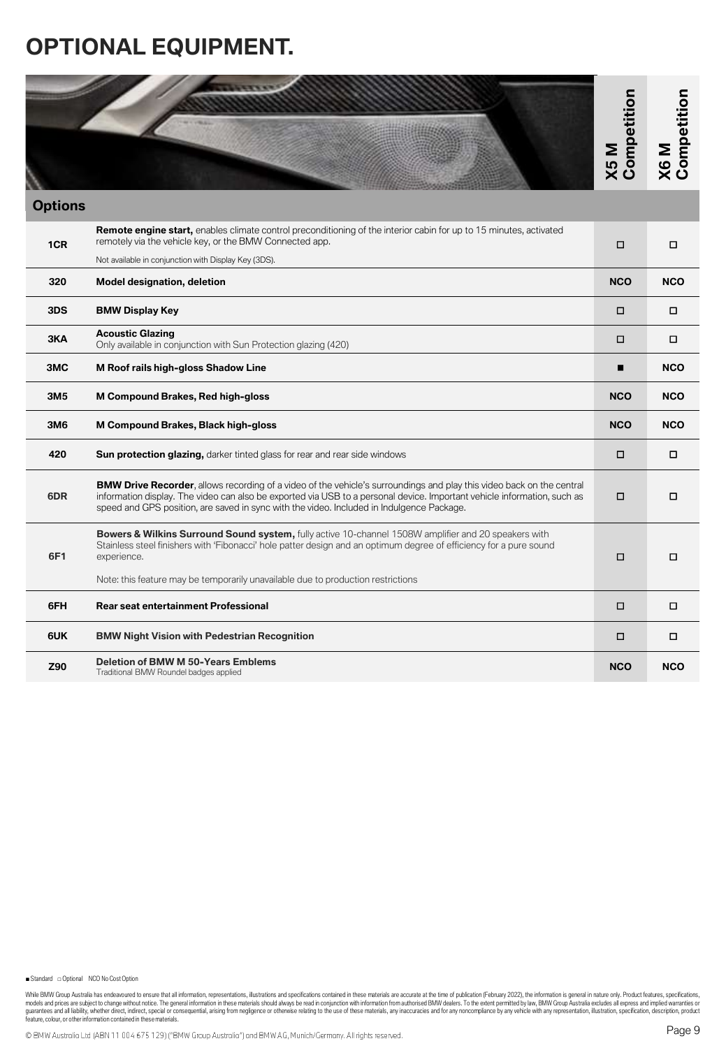# OPTIONAL EQUIPMENT.

| Options | | X5 M Competition | X6 M Competition |
|---|---|---|---|
| 1CR | **Remote engine start,** enables climate control preconditioning of the interior cabin for up to 15 minutes, activated remotely via the vehicle key, or the BMW Connected app. Not available in conjunction with Display Key (3DS). | □ | □ |
| 320 | **Model designation, deletion** | **NCO** | **NCO** |
| 3DS | **BMW Display Key** | □ | □ |
| 3KA | **Acoustic Glazing** Only available in conjunction with Sun Protection glazing (420) | □ | □ |
| 3MC | **M Roof rails high-gloss Shadow Line** | ■ | **NCO** |
| 3M5 | **M Compound Brakes, Red high-gloss** | **NCO** | **NCO** |
| 3M6 | **M Compound Brakes, Black high-gloss** | **NCO** | **NCO** |
| 420 | **Sun protection glazing,** darker tinted glass for rear and rear side windows | □ | □ |
| 6DR | **BMW Drive Recorder**, allows recording of a video of the vehicle's surroundings and play this video back on the central information display. The video can also be exported via USB to a personal device. Important vehicle information, such as speed and GPS position, are saved in sync with the video. Included in Indulgence Package. | □ | □ |
| 6F1 | **Bowers & Wilkins Surround Sound system,** fully active 10-channel 1508W amplifier and 20 speakers with Stainless steel finishers with 'Fibonacci' hole patter design and an optimum degree of efficiency for a pure sound experience. Note: this feature may be temporarily unavailable due to production restrictions | □ | □ |
| 6FH | **Rear seat entertainment Professional** | □ | □ |
| 6UK | **BMW Night Vision with Pedestrian Recognition** | □ | □ |
| Z90 | **Deletion of BMW M 50-Years Emblems** Traditional BMW Roundel badges applied | **NCO** | **NCO** |

■ Standard □ Optional NCO No Cost Option

While BMW Group Australia has endeavoured to ensure that all information, representations, illustrations and specifications contained in these materials are accurate at the time of publication (February 2022), the information is general in nature only. Product features, specifications, models and prices are subject to change without notice. The general information in these materials should always be read in conjunction with information from authorised BMW dealers. To the extent permitted by law, BMW Group Australia excludes all express and implied warranties or guarantees and all liability, whether direct, indirect, special or consequential, arising from negligence or otherwise relating to the use of these materials, any inaccuracies and for any noncompliance by any vehicle with any representation, illustration, specification, description, product feature, colour, or other information contained in these materials.

© BMW Australia Ltd (ABN 11 004 675 129) ("BMW Group Australia") and BMW AG, Munich/Germany. All rights reserved.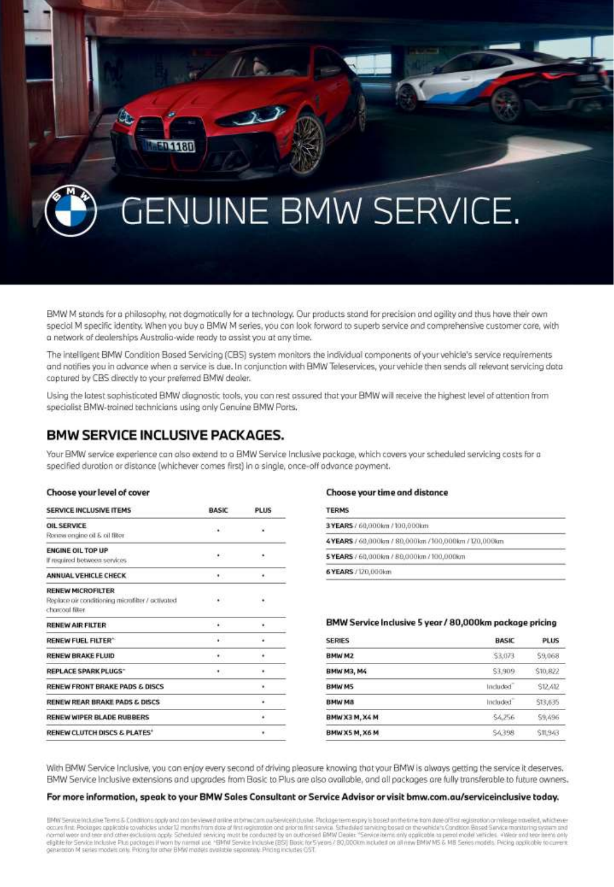# GENUINE BMW SERVICE.

BMW M stands for a philosophy, not dogmatically for a technology. Our products stand for precision and agility and thus have their own special M specific identity. When you buy a BMW M series, you can look forward to superb service and comprehensive customer care, with a network of dealerships Australia-wide ready to assist you at any time.

The intelligent BMW Condition Based Servicing (CBS) system monitors the individual components of your vehicle's service requirements and notifies you in advance when a service is due. In conjunction with BMW Teleservices, your vehicle then sends all relevant servicing data captured by CBS directly to your preferred BMW dealer.

Using the latest sophisticated BMW diagnostic tools, you can rest assured that your BMW will receive the highest level of attention from specialist BMW-trained technicians using only Genuine BMW Parts.

## BMW SERVICE INCLUSIVE PACKAGES.

Your BMW service experience can also extend to a BMW Service Inclusive package, which covers your scheduled servicing costs for a specified duration or distance (whichever comes first) in a single, once-off advance payment.

**Choose your level of cover**

| SERVICE INCLUSIVE ITEMS | BASIC | PLUS |
|---|---|---|
| OIL SERVICE<br>Renew engine oil & oil filter | • | • |
| ENGINE OIL TOP UP<br>If required between services | • | • |
| ANNUAL VEHICLE CHECK | • | • |
| RENEW MICROFILTER<br>Replace air conditioning microfilter / activated charcoal filter | • | • |
| RENEW AIR FILTER | • | • |
| RENEW FUEL FILTER^ | • | • |
| RENEW BRAKE FLUID | • | • |
| REPLACE SPARK PLUGS^ | • | • |
| RENEW FRONT BRAKE PADS & DISCS | | • |
| RENEW REAR BRAKE PADS & DISCS | | • |
| RENEW WIPER BLADE RUBBERS | | • |
| RENEW CLUTCH DISCS & PLATES+ | | • |

**Choose your time and distance**

| TERMS |
|---|
| **3 YEARS** / 60,000km / 100,000km |
| **4 YEARS** / 60,000km / 80,000km / 100,000km / 120,000km |
| **5 YEARS** / 60,000km / 80,000km / 100,000km |
| **6 YEARS** / 120,000km |

**BMW Service Inclusive 5 year / 80,000km package pricing**

| SERIES | BASIC | PLUS |
|---|---|---|
| BMW M2 | $3,073 | $9,068 |
| BMW M3, M4 | $3,909 | $10,822 |
| BMW M5 | Included* | $12,412 |
| BMW M8 | Included* | $13,635 |
| BMW X3 M, X4 M | $4,256 | $9,496 |
| BMW X5 M, X6 M | $4,398 | $11,943 |

With BMW Service Inclusive, you can enjoy every second of driving pleasure knowing that your BMW is always getting the service it deserves. BMW Service Inclusive extensions and upgrades from Basic to Plus are also available, and all packages are fully transferable to future owners.

**For more information, speak to your BMW Sales Consultant or Service Advisor or visit bmw.com.au/serviceinclusive today.**

BMW Service Inclusive Terms & Conditions apply and can be viewed online at bmw.com.au/serviceinclusive. Package term expiry is based on the time from date of first registration or mileage travelled, whichever occurs first. Packages applicable to vehicles under 12 months from date of first registration and prior to first service. Scheduled servicing based on the vehicle's Condition Based Service monitoring system and normal wear and tear and other exclusions apply. Scheduled servicing must be conducted by an authorised BMW Dealer. ^Service items only applicable to petrol model vehicles. +Wear and tear items only eligible for Service Inclusive Plus packages if worn by normal use. *BMW Service Inclusive (BSI) Basic for 5 years / 80,000km included on all new BMW M5 & M8 Series models. Pricing applicable to current generation M series models only. Pricing for other BMW models available separately. Pricing includes GST.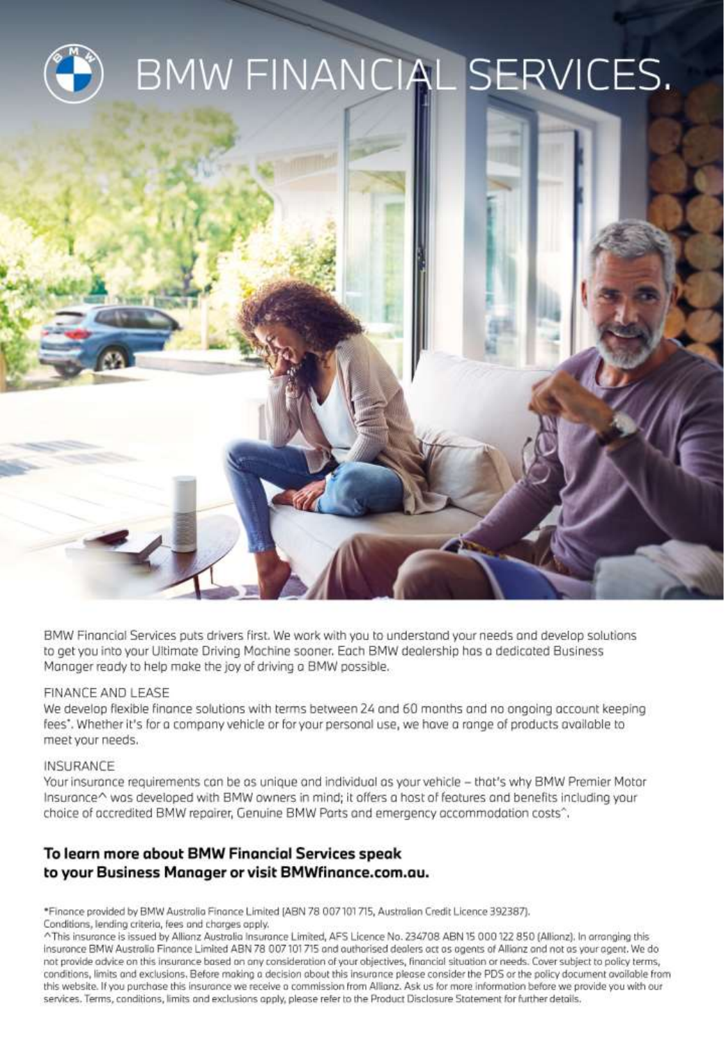# BMW FINANCIAL SERVICES.

BMW Financial Services puts drivers first. We work with you to understand your needs and develop solutions to get you into your Ultimate Driving Machine sooner. Each BMW dealership has a dedicated Business Manager ready to help make the joy of driving a BMW possible.

## FINANCE AND LEASE

We develop flexible finance solutions with terms between 24 and 60 months and no ongoing account keeping fees*. Whether it's for a company vehicle or for your personal use, we have a range of products available to meet your needs.

## INSURANCE

Your insurance requirements can be as unique and individual as your vehicle – that's why BMW Premier Motor Insurance^ was developed with BMW owners in mind; it offers a host of features and benefits including your choice of accredited BMW repairer, Genuine BMW Parts and emergency accommodation costs^.

**To learn more about BMW Financial Services speak to your Business Manager or visit BMWfinance.com.au.**

*Finance provided by BMW Australia Finance Limited (ABN 78 007 101 715, Australian Credit Licence 392387). Conditions, lending criteria, fees and charges apply.

^This insurance is issued by Allianz Australia Insurance Limited, AFS Licence No. 234708 ABN 15 000 122 850 (Allianz). In arranging this insurance BMW Australia Finance Limited ABN 78 007 101 715 and authorised dealers act as agents of Allianz and not as your agent. We do not provide advice on this insurance based on any consideration of your objectives, financial situation or needs. Cover subject to policy terms, conditions, limits and exclusions. Before making a decision about this insurance please consider the PDS or the policy document available from this website. If you purchase this insurance we receive a commission from Allianz. Ask us for more information before we provide you with our services. Terms, conditions, limits and exclusions apply, please refer to the Product Disclosure Statement for further details.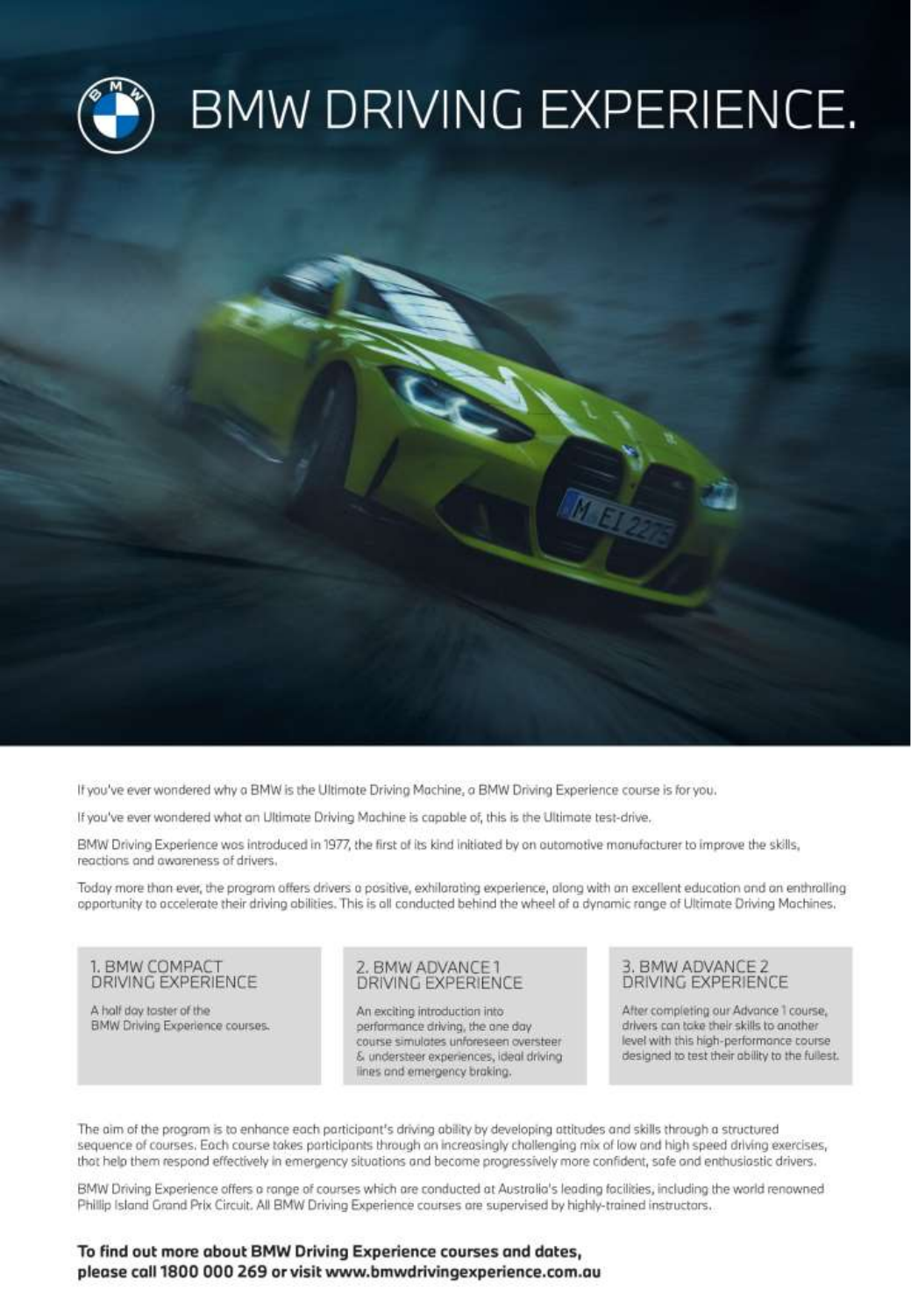# BMW DRIVING EXPERIENCE.

If you've ever wondered why a BMW is the Ultimate Driving Machine, a BMW Driving Experience course is for you.

If you've ever wondered what an Ultimate Driving Machine is capable of, this is the Ultimate test-drive.

BMW Driving Experience was introduced in 1977, the first of its kind initiated by an automotive manufacturer to improve the skills, reactions and awareness of drivers.

Today more than ever, the program offers drivers a positive, exhilarating experience, along with an excellent education and an enthralling opportunity to accelerate their driving abilities. This is all conducted behind the wheel of a dynamic range of Ultimate Driving Machines.

### 1. BMW COMPACT DRIVING EXPERIENCE

A half day taster of the BMW Driving Experience courses.

### 2. BMW ADVANCE 1 DRIVING EXPERIENCE

An exciting introduction into performance driving, the one day course simulates unforeseen oversteer & understeer experiences, ideal driving lines and emergency braking.

### 3. BMW ADVANCE 2 DRIVING EXPERIENCE

After completing our Advance 1 course, drivers can take their skills to another level with this high-performance course designed to test their ability to the fullest.

The aim of the program is to enhance each participant's driving ability by developing attitudes and skills through a structured sequence of courses. Each course takes participants through an increasingly challenging mix of low and high speed driving exercises, that help them respond effectively in emergency situations and become progressively more confident, safe and enthusiastic drivers.

BMW Driving Experience offers a range of courses which are conducted at Australia's leading facilities, including the world renowned Phillip Island Grand Prix Circuit. All BMW Driving Experience courses are supervised by highly-trained instructors.

**To find out more about BMW Driving Experience courses and dates, please call 1800 000 269 or visit www.bmwdrivingexperience.com.au**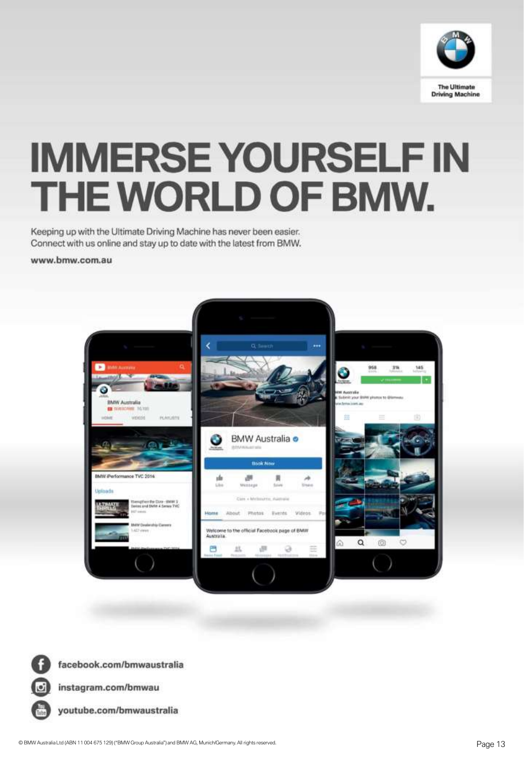The Ultimate Driving Machine

# IMMERSE YOURSELF IN THE WORLD OF BMW.

Keeping up with the Ultimate Driving Machine has never been easier. Connect with us online and stay up to date with the latest from BMW.

**www.bmw.com.au**

**facebook.com/bmwaustralia**

**instagram.com/bmwau**

**youtube.com/bmwaustralia**

© BMW Australia Ltd (ABN 11 004 675 129) ("BMW Group Australia") and BMW AG, Munich/Germany. All rights reserved.